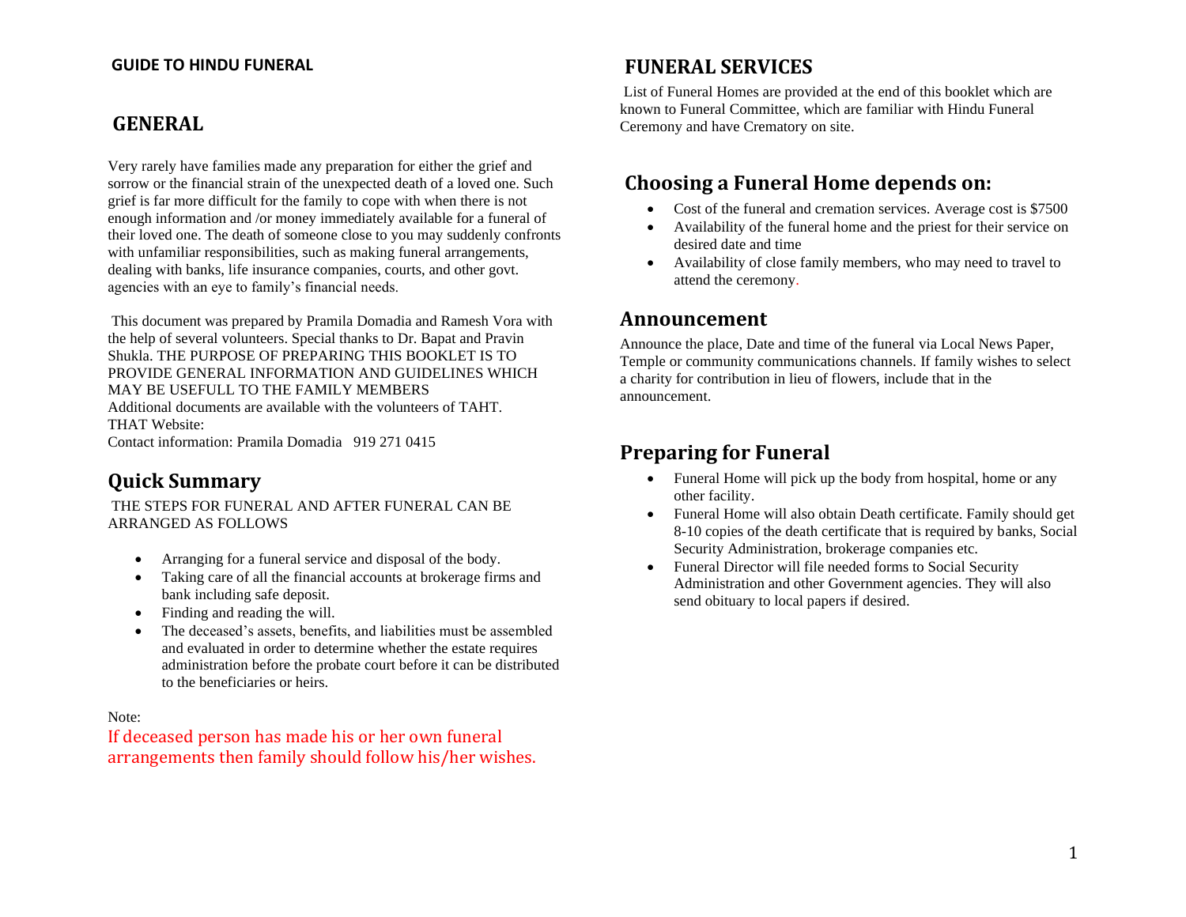# GUIDE TO HINDU FUNERAL

## GENERAL

Very rarely have families made any preparation for either the grief and sorrow or the financial strain of the unexpected death of a loved one. Such grief is far more difficult for the family to cope with when there is not enough information and /or money immediately available for a funeral of their loved one. The death of someone close to you may suddenly confronts with unfamiliar responsibilities, such as making funeral arrangements, dealing with banks, life insurance companies, courts, and other govt. agencies with an eye to family's financial needs.

This document was prepared by Pramila Domadia and Ramesh Vora with the help of several volunteers. Special thanks to Dr. Bapat and Pravin Shukla. THE PURPOSE OF PREPARING THIS BOOKLET IS TO PROVIDE GENERAL INFORMATION AND GUIDELINES WHICH MAY BE USEFULL TO THE FAMILY MEMBERS
Additional documents are available with the volunteers of TAHT.
THAT Website:
Contact information: Pramila Domadia 919 271 0415

## Quick Summary

THE STEPS FOR FUNERAL AND AFTER FUNERAL CAN BE ARRANGED AS FOLLOWS

- Arranging for a funeral service and disposal of the body.
- Taking care of all the financial accounts at brokerage firms and bank including safe deposit.
- Finding and reading the will.
- The deceased's assets, benefits, and liabilities must be assembled and evaluated in order to determine whether the estate requires administration before the probate court before it can be distributed to the beneficiaries or heirs.

Note:
If deceased person has made his or her own funeral arrangements then family should follow his/her wishes.

## FUNERAL SERVICES

List of Funeral Homes are provided at the end of this booklet which are known to Funeral Committee, which are familiar with Hindu Funeral Ceremony and have Crematory on site.

## Choosing a Funeral Home depends on:

- Cost of the funeral and cremation services. Average cost is $7500
- Availability of the funeral home and the priest for their service on desired date and time
- Availability of close family members, who may need to travel to attend the ceremony.

## Announcement

Announce the place, Date and time of the funeral via Local News Paper, Temple or community communications channels. If family wishes to select a charity for contribution in lieu of flowers, include that in the announcement.

## Preparing for Funeral

- Funeral Home will pick up the body from hospital, home or any other facility.
- Funeral Home will also obtain Death certificate. Family should get 8-10 copies of the death certificate that is required by banks, Social Security Administration, brokerage companies etc.
- Funeral Director will file needed forms to Social Security Administration and other Government agencies. They will also send obituary to local papers if desired.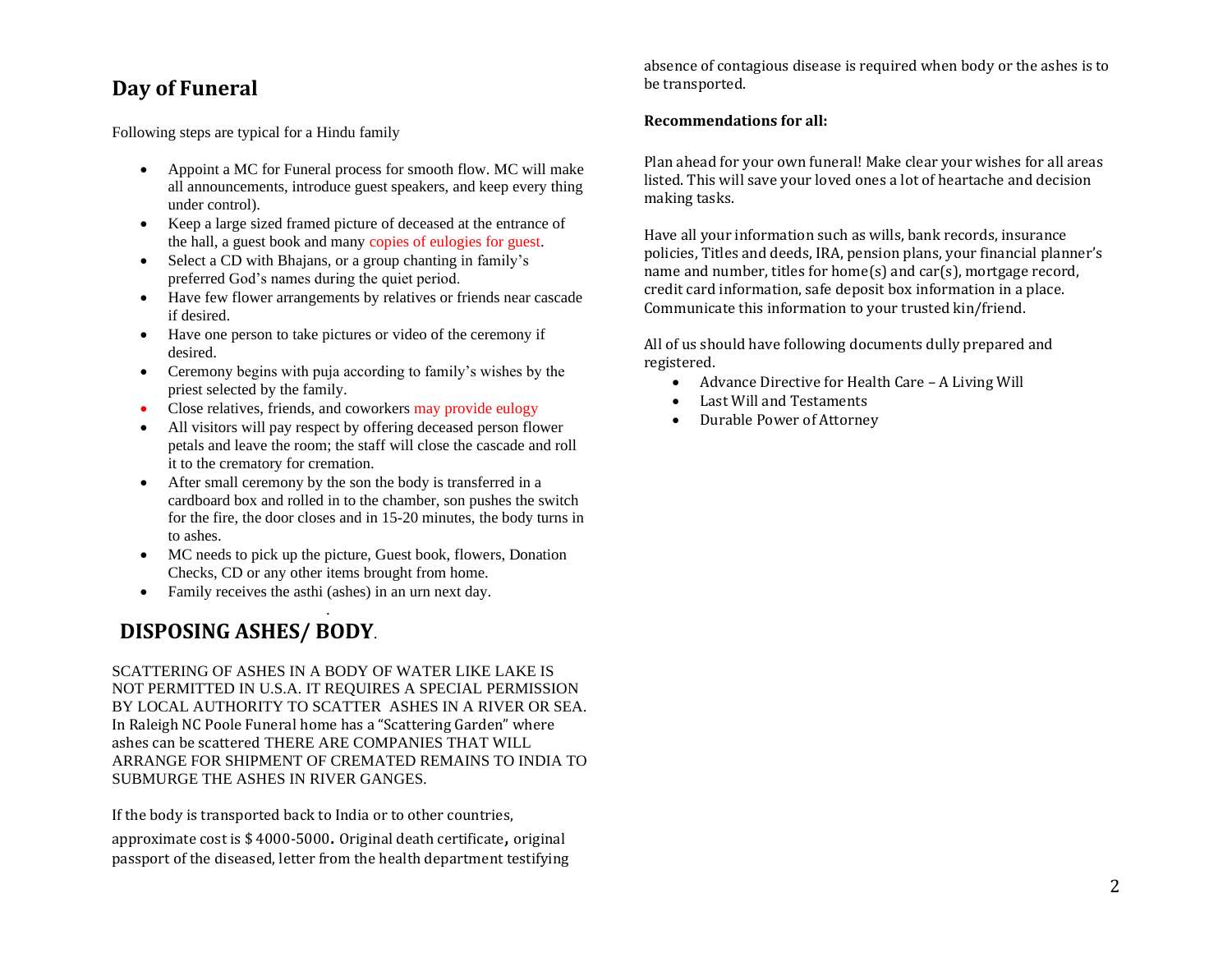## Day of Funeral

Following steps are typical for a Hindu family

- Appoint a MC for Funeral process for smooth flow. MC will make all announcements, introduce guest speakers, and keep every thing under control).
- Keep a large sized framed picture of deceased at the entrance of the hall, a guest book and many copies of eulogies for guest.
- Select a CD with Bhajans, or a group chanting in family's preferred God's names during the quiet period.
- Have few flower arrangements by relatives or friends near cascade if desired.
- Have one person to take pictures or video of the ceremony if desired.
- Ceremony begins with puja according to family's wishes by the priest selected by the family.
- Close relatives, friends, and coworkers may provide eulogy
- All visitors will pay respect by offering deceased person flower petals and leave the room; the staff will close the cascade and roll it to the crematory for cremation.
- After small ceremony by the son the body is transferred in a cardboard box and rolled in to the chamber, son pushes the switch for the fire, the door closes and in 15-20 minutes, the body turns in to ashes.
- MC needs to pick up the picture, Guest book, flowers, Donation Checks, CD or any other items brought from home.
- Family receives the asthi (ashes) in an urn next day.

## DISPOSING ASHES/ BODY.

SCATTERING OF ASHES IN A BODY OF WATER LIKE LAKE IS NOT PERMITTED IN U.S.A. IT REQUIRES A SPECIAL PERMISSION BY LOCAL AUTHORITY TO SCATTER ASHES IN A RIVER OR SEA. In Raleigh NC Poole Funeral home has a "Scattering Garden" where ashes can be scattered THERE ARE COMPANIES THAT WILL ARRANGE FOR SHIPMENT OF CREMATED REMAINS TO INDIA TO SUBMURGE THE ASHES IN RIVER GANGES.

If the body is transported back to India or to other countries, approximate cost is $ 4000-5000. Original death certificate, original passport of the diseased, letter from the health department testifying absence of contagious disease is required when body or the ashes is to be transported.

**Recommendations for all:**

Plan ahead for your own funeral! Make clear your wishes for all areas listed. This will save your loved ones a lot of heartache and decision making tasks.

Have all your information such as wills, bank records, insurance policies, Titles and deeds, IRA, pension plans, your financial planner's name and number, titles for home(s) and car(s), mortgage record, credit card information, safe deposit box information in a place. Communicate this information to your trusted kin/friend.

All of us should have following documents dully prepared and registered.

- Advance Directive for Health Care – A Living Will
- Last Will and Testaments
- Durable Power of Attorney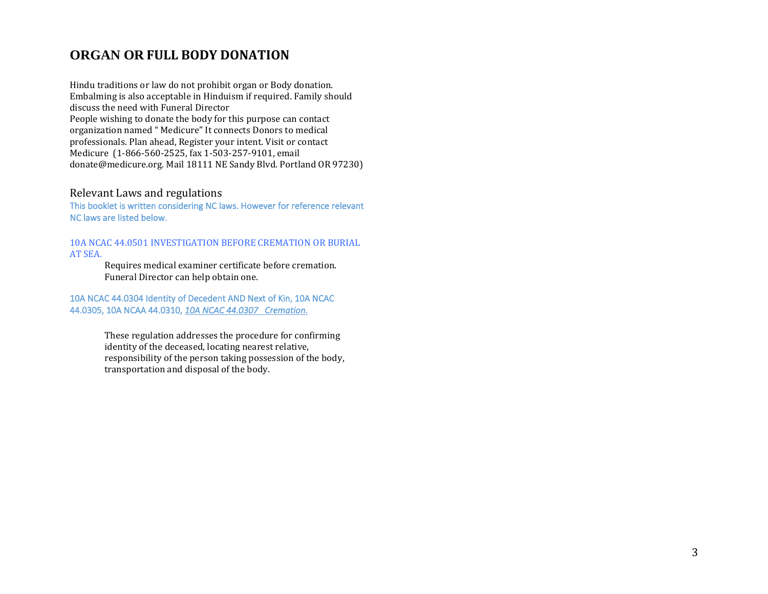## ORGAN OR FULL BODY DONATION

Hindu traditions or law do not prohibit organ or Body donation. Embalming is also acceptable in Hinduism if required. Family should discuss the need with Funeral Director
People wishing to donate the body for this purpose can contact organization named " Medicure" It connects Donors to medical professionals. Plan ahead, Register your intent. Visit or contact Medicure (1-866-560-2525, fax 1-503-257-9101, email donate@medicure.org. Mail 18111 NE Sandy Blvd. Portland OR 97230)

### Relevant Laws and regulations

This booklet is written considering NC laws. However for reference relevant NC laws are listed below.

10A NCAC 44.0501 INVESTIGATION BEFORE CREMATION OR BURIAL AT SEA.

> Requires medical examiner certificate before cremation. Funeral Director can help obtain one.

10A NCAC 44.0304 Identity of Decedent AND Next of Kin, 10A NCAC 44.0305, 10A NCAA 44.0310, *10A NCAC 44.0307 Cremation.*

> These regulation addresses the procedure for confirming identity of the deceased, locating nearest relative, responsibility of the person taking possession of the body, transportation and disposal of the body.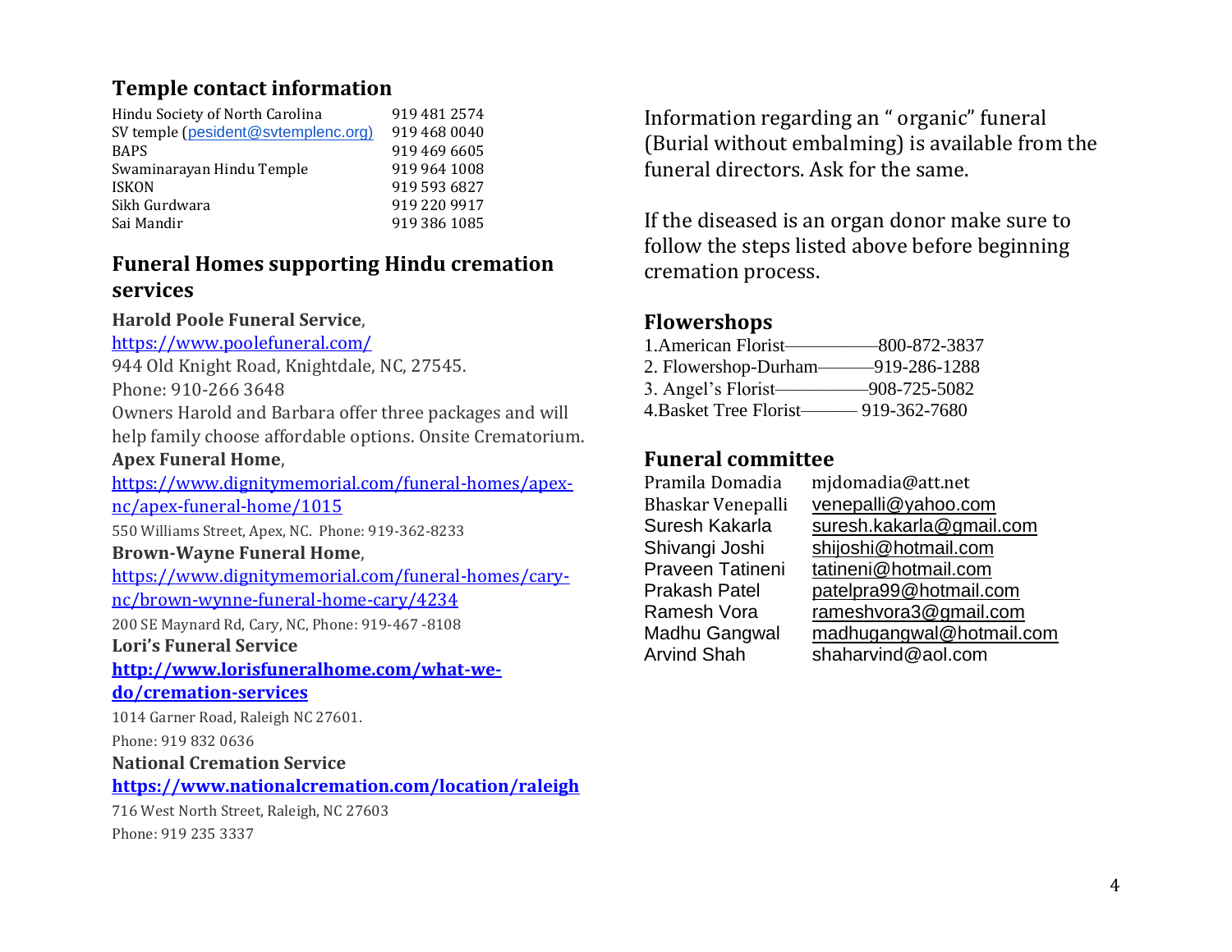## Temple contact information

| | |
|---|---|
| Hindu Society of North Carolina | 919 481 2574 |
| SV temple (pesident@svtemplenc.org) | 919 468 0040 |
| BAPS | 919 469 6605 |
| Swaminarayan Hindu Temple | 919 964 1008 |
| ISKON | 919 593 6827 |
| Sikh Gurdwara | 919 220 9917 |
| Sai Mandir | 919 386 1085 |

## Funeral Homes supporting Hindu cremation services

**Harold Poole Funeral Service**,
https://www.poolefuneral.com/
944 Old Knight Road, Knightdale, NC, 27545.
Phone: 910-266 3648
Owners Harold and Barbara offer three packages and will help family choose affordable options. Onsite Crematorium.

**Apex Funeral Home**,
https://www.dignitymemorial.com/funeral-homes/apex-nc/apex-funeral-home/1015
550 Williams Street, Apex, NC. Phone: 919-362-8233

**Brown-Wayne Funeral Home**,
https://www.dignitymemorial.com/funeral-homes/cary-nc/brown-wynne-funeral-home-cary/4234
200 SE Maynard Rd, Cary, NC, Phone: 919-467 -8108

**Lori's Funeral Service**
**http://www.lorisfuneralhome.com/what-we-do/cremation-services**
1014 Garner Road, Raleigh NC 27601.
Phone: 919 832 0636

**National Cremation Service**
**https://www.nationalcremation.com/location/raleigh**
716 West North Street, Raleigh, NC 27603
Phone: 919 235 3337

Information regarding an " organic" funeral (Burial without embalming) is available from the funeral directors. Ask for the same.

If the diseased is an organ donor make sure to follow the steps listed above before beginning cremation process.

## Flowershops

1.American Florist————800-872-3837
2. Flowershop-Durham———919-286-1288
3. Angel's Florist————908-725-5082
4.Basket Tree Florist——— 919-362-7680

## Funeral committee

| | |
|---|---|
| Pramila Domadia | mjdomadia@att.net |
| Bhaskar Venepalli | venepalli@yahoo.com |
| Suresh Kakarla | suresh.kakarla@gmail.com |
| Shivangi Joshi | shijoshi@hotmail.com |
| Praveen Tatineni | tatineni@hotmail.com |
| Prakash Patel | patelpra99@hotmail.com |
| Ramesh Vora | rameshvora3@gmail.com |
| Madhu Gangwal | madhugangwal@hotmail.com |
| Arvind Shah | shaharvind@aol.com |